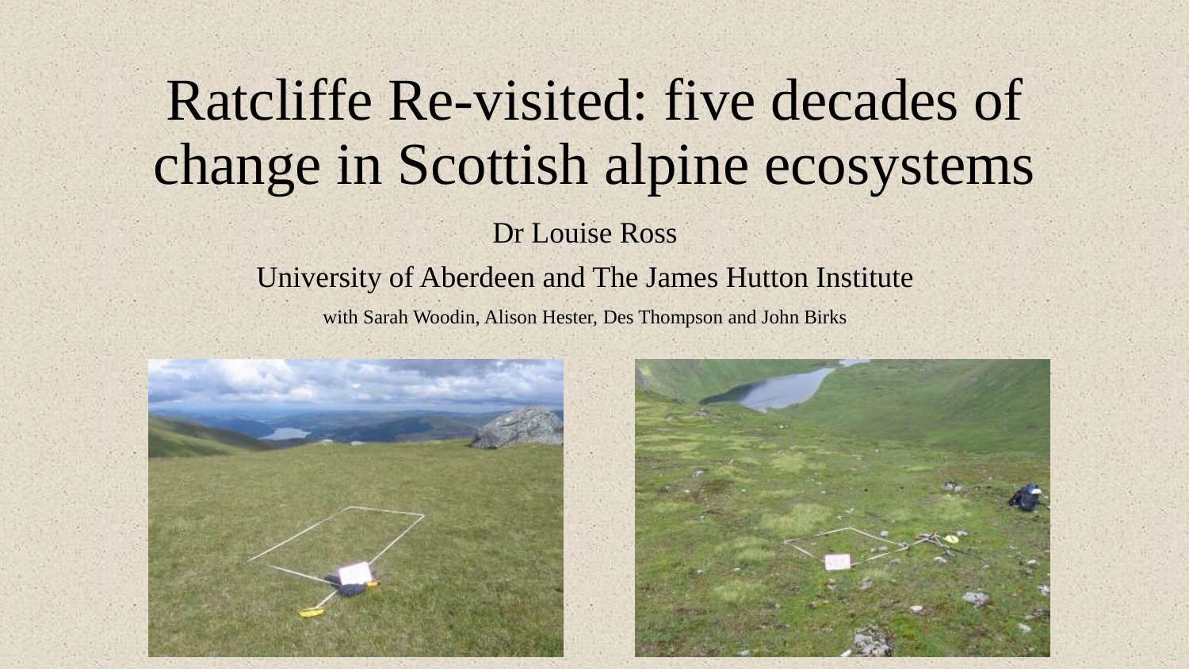# Ratcliffe Re-visited: five decades of change in Scottish alpine ecosystems

Dr Louise Ross

University of Aberdeen and The James Hutton Institute

with Sarah Woodin, Alison Hester, Des Thompson and John Birks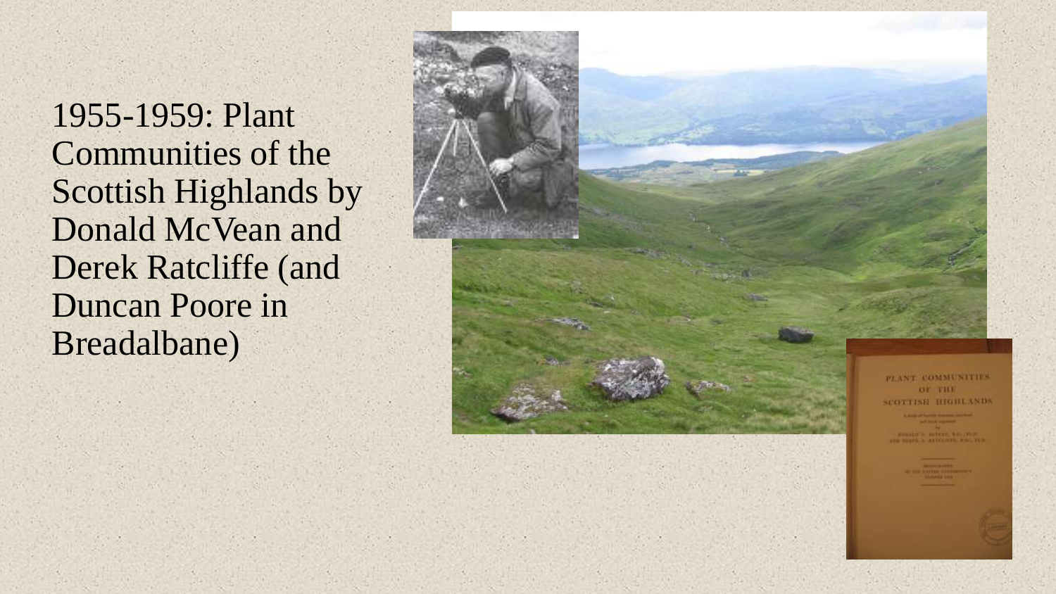1955-1959: Plant Communities of the Scottish Highlands by Donald McVean and Derek Ratcliffe (and Duncan Poore in Breadalbane)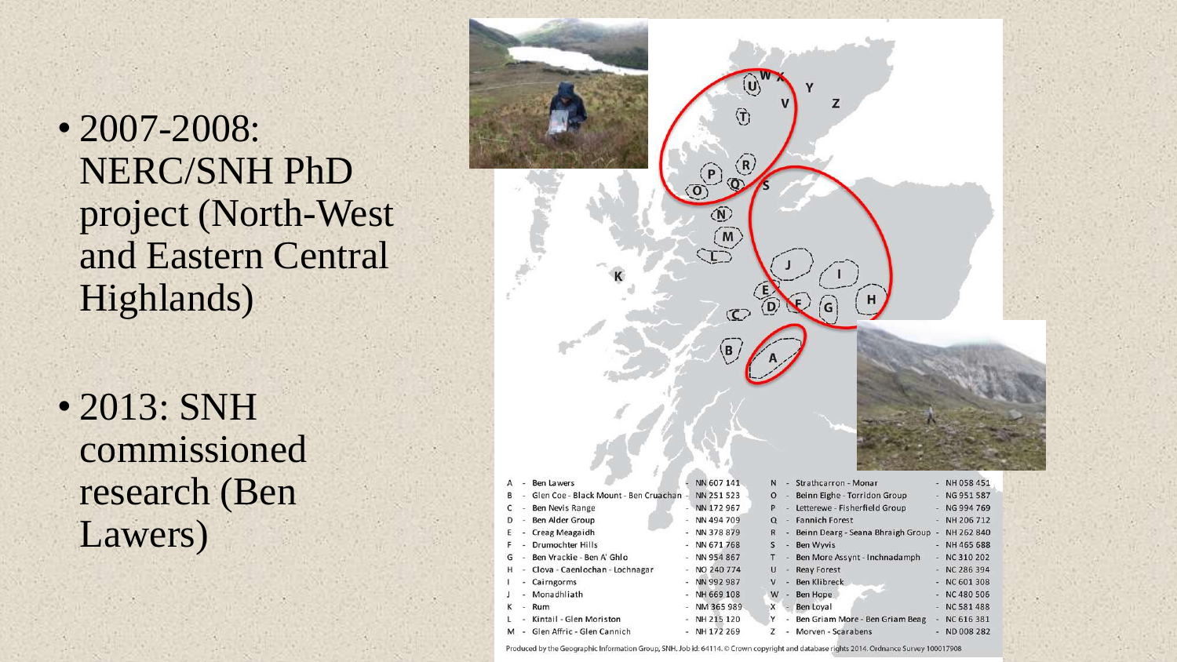- 2007-2008: NERC/SNH PhD project (North-West and Eastern Central Highlands)

- 2013: SNH commissioned research (Ben Lawers)

| | | | | | | |
|---|---|---|---|---|---|---|
| A | Ben Lawers | NN 607 141 | | N | Strathcarron - Monar | NH 058 451 |
| B | Glen Coe - Black Mount - Ben Cruachan | NN 251 523 | | O | Beinn Eighe - Torridon Group | NG 951 587 |
| C | Ben Nevis Range | NN 172 967 | | P | Letterewe - Fisherfield Group | NG 994 769 |
| D | Ben Alder Group | NN 494 709 | | Q | Fannich Forest | NH 206 712 |
| E | Creag Meagaidh | NN 378 879 | | R | Beinn Dearg - Seana Bhraigh Group | NH 262 840 |
| F | Drumochter Hills | NN 671 768 | | S | Ben Wyvis | NH 465 688 |
| G | Ben Vrackie - Ben A' Ghlo | NN 954 867 | | T | Ben More Assynt - Inchnadamph | NC 310 202 |
| H | Clova - Caenlochan - Lochnagar | NO 240 774 | | U | Reay Forest | NC 286 394 |
| I | Cairngorms | NN 992 987 | | V | Ben Klibreck | NC 601 308 |
| J | Monadhliath | NH 669 108 | | W | Ben Hope | NC 480 506 |
| K | Rum | NM 365 989 | | X | Ben Loyal | NC 581 488 |
| L | Kintail - Glen Moriston | NH 215 120 | | Y | Ben Griam More - Ben Griam Beag | NC 616 381 |
| M | Glen Affric - Glen Cannich | NH 172 269 | | Z | Morven - Scarabens | ND 008 282 |

Produced by the Geographic Information Group, SNH. Job id: 64114. © Crown copyright and database rights 2014. Ordnance Survey 100017908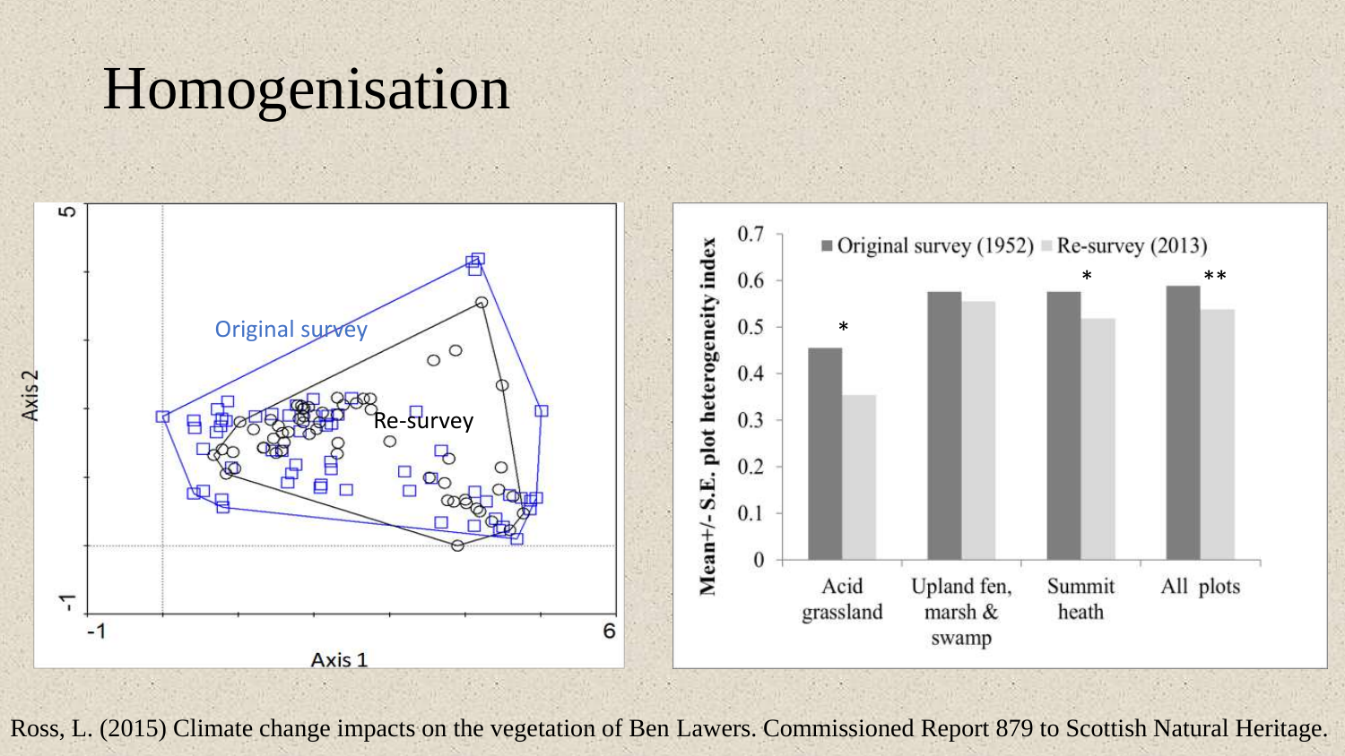# Homogenisation

Original survey

Re-survey

Axis 1

Axis 2

| | Original survey (1952) | Re-survey (2013) |
|---|---|---|
| Acid grassland * | | |
| Upland fen, marsh & swamp | | |
| Summit heath * | | |
| All plots ** | | |

Mean+/- S.E. plot heterogeneity index

Ross, L. (2015) Climate change impacts on the vegetation of Ben Lawers. Commissioned Report 879 to Scottish Natural Heritage.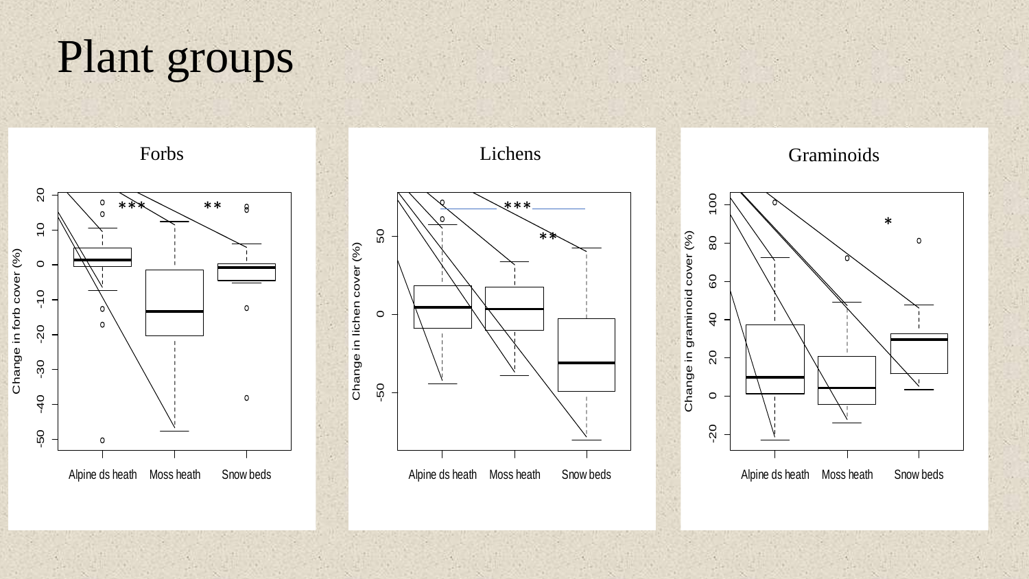# Plant groups

Forbs

Change in forb cover (%)

20 10 0 -10 -20 -30 -40 -50

*** **

Alpine ds heath Moss heath Snow beds

Lichens

Change in lichen cover (%)

50 0 -50

*** **

Alpine ds heath Moss heath Snow beds

Graminoids

Change in graminoid cover (%)

100 80 60 40 20 0 -20

*

Alpine ds heath Moss heath Snow beds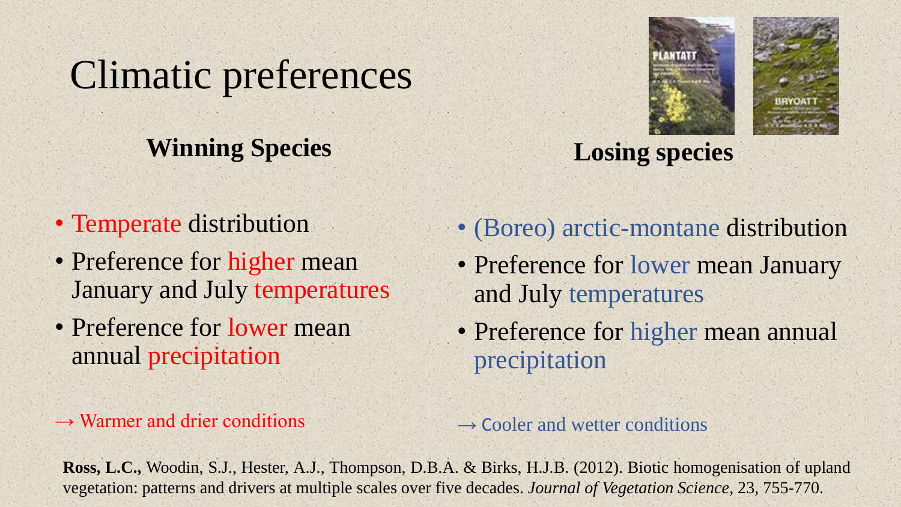# Climatic preferences

**Winning Species**

- Temperate distribution
- Preference for higher mean January and July temperatures
- Preference for lower mean annual precipitation

→ Warmer and drier conditions

**Losing species**

- (Boreo) arctic-montane distribution
- Preference for lower mean January and July temperatures
- Preference for higher mean annual precipitation

→ Cooler and wetter conditions

**Ross, L.C.,** Woodin, S.J., Hester, A.J., Thompson, D.B.A. & Birks, H.J.B. (2012). Biotic homogenisation of upland vegetation: patterns and drivers at multiple scales over five decades. *Journal of Vegetation Science*, 23, 755-770.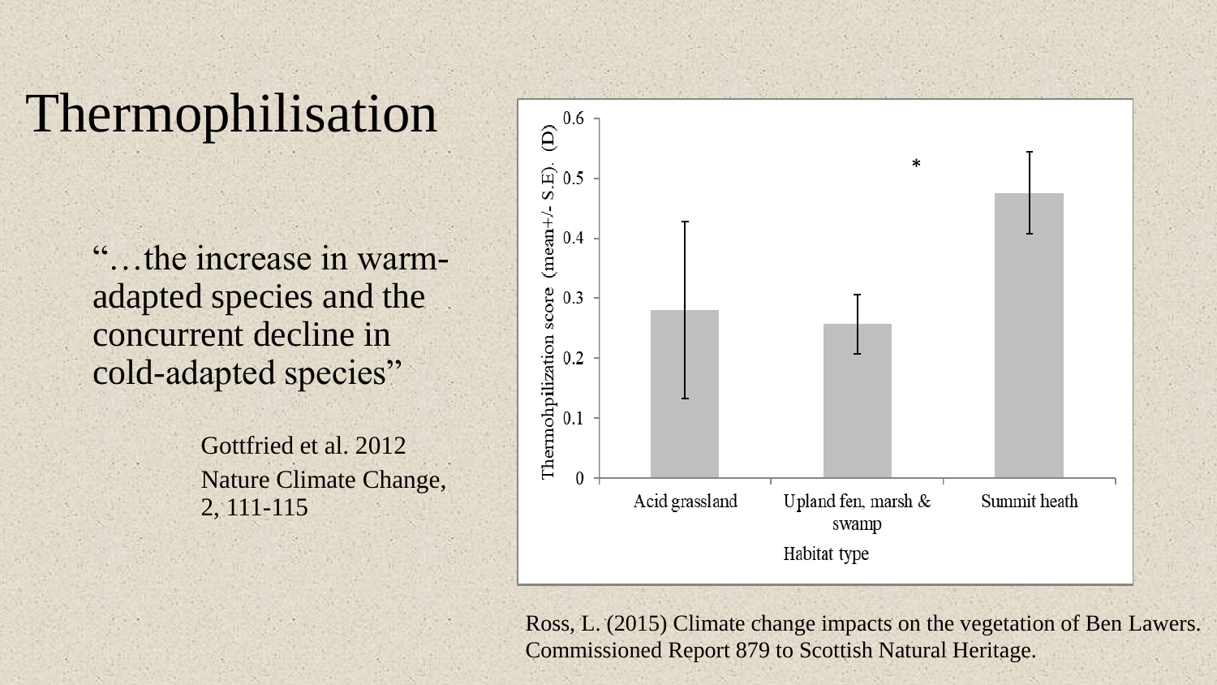# Thermophilisation

"…the increase in warm-adapted species and the concurrent decline in cold-adapted species"

Gottfried et al. 2012
Nature Climate Change, 2, 111-115

Ross, L. (2015) Climate change impacts on the vegetation of Ben Lawers. Commissioned Report 879 to Scottish Natural Heritage.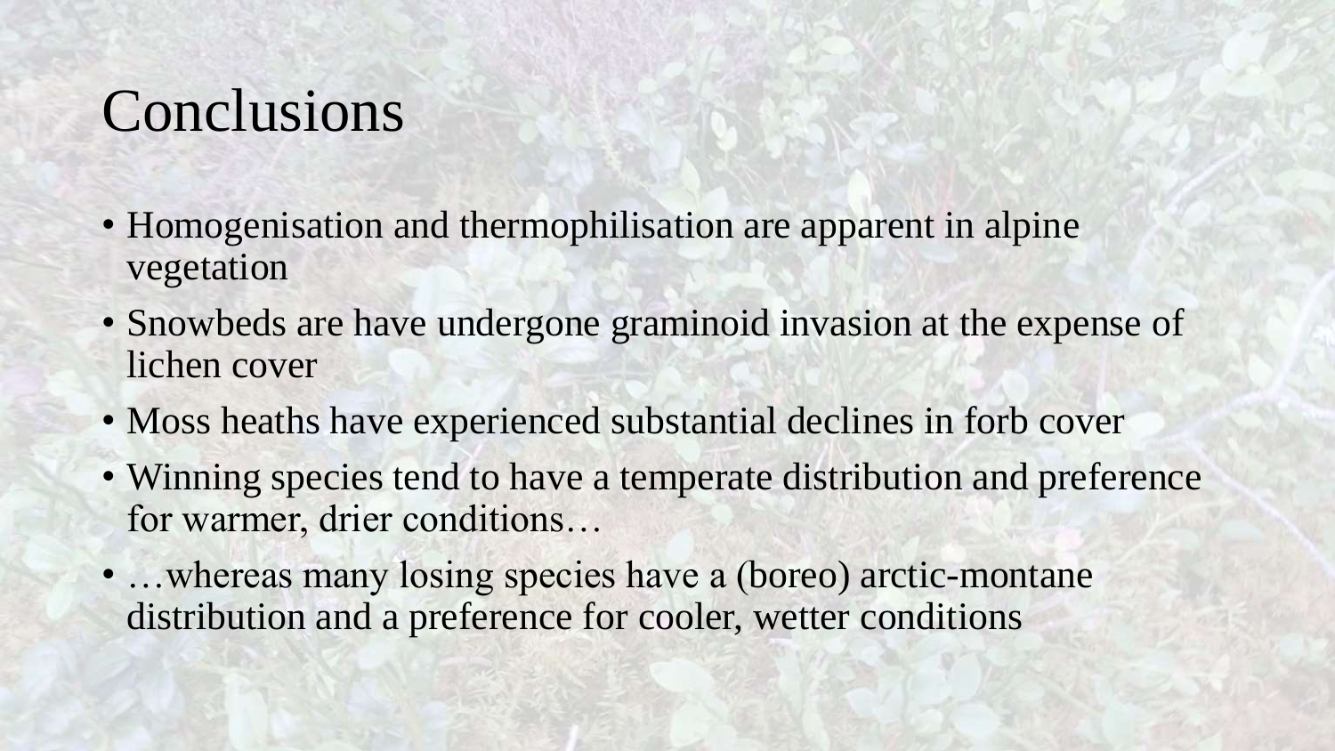# Conclusions

- Homogenisation and thermophilisation are apparent in alpine vegetation
- Snowbeds are have undergone graminoid invasion at the expense of lichen cover
- Moss heaths have experienced substantial declines in forb cover
- Winning species tend to have a temperate distribution and preference for warmer, drier conditions…
- …whereas many losing species have a (boreo) arctic-montane distribution and a preference for cooler, wetter conditions